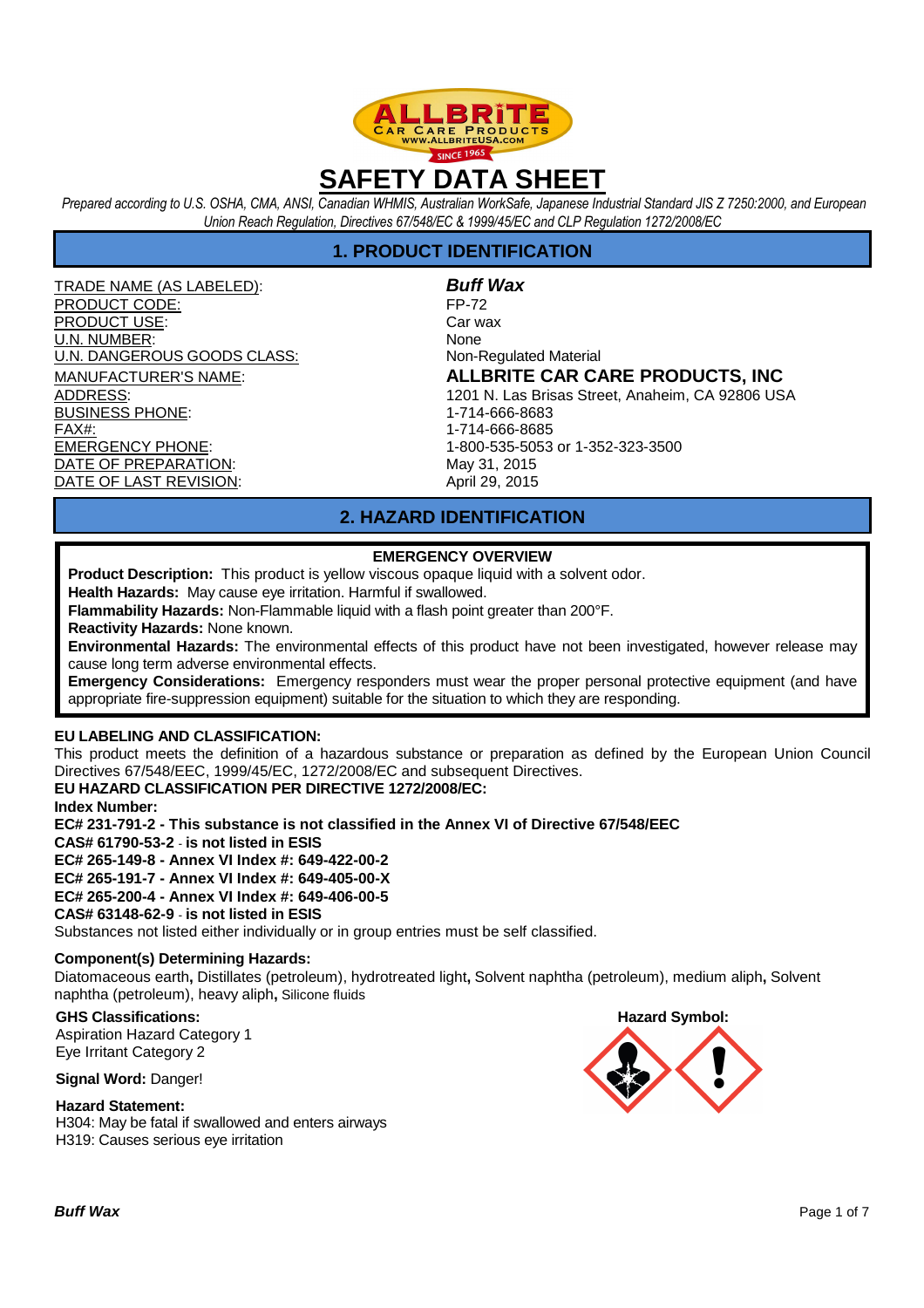# SAFETY DATA SHEET

*Prepared according to U.S. OSHA, CMA, ANSI, Canadian WHMIS, Australian WorkSafe, Japanese Industrial Standard JIS Z 7250:2000, and European Union Reach Regulation, Directives 67/548/EC & 1999/45/EC and CLP Regulation 1272/2008/EC*

## 1. PRODUCT IDENTIFICATION

| | |
|---|---|
| TRADE NAME (AS LABELED): | ***Buff Wax*** |
| PRODUCT CODE: | FP-72 |
| PRODUCT USE: | Car wax |
| U.N. NUMBER: | None |
| U.N. DANGEROUS GOODS CLASS: | Non-Regulated Material |
| MANUFACTURER'S NAME: | **ALLBRITE CAR CARE PRODUCTS, INC** |
| ADDRESS: | 1201 N. Las Brisas Street, Anaheim, CA 92806 USA |
| BUSINESS PHONE: | 1-714-666-8683 |
| FAX#: | 1-714-666-8685 |
| EMERGENCY PHONE: | 1-800-535-5053 or 1-352-323-3500 |
| DATE OF PREPARATION: | May 31, 2015 |
| DATE OF LAST REVISION: | April 29, 2015 |

## 2. HAZARD IDENTIFICATION

### EMERGENCY OVERVIEW

**Product Description:** This product is yellow viscous opaque liquid with a solvent odor.

**Health Hazards:** May cause eye irritation. Harmful if swallowed.

**Flammability Hazards:** Non-Flammable liquid with a flash point greater than 200°F.

**Reactivity Hazards:** None known.

**Environmental Hazards:** The environmental effects of this product have not been investigated, however release may cause long term adverse environmental effects.

**Emergency Considerations:** Emergency responders must wear the proper personal protective equipment (and have appropriate fire-suppression equipment) suitable for the situation to which they are responding.

**EU LABELING AND CLASSIFICATION:**

This product meets the definition of a hazardous substance or preparation as defined by the European Union Council Directives 67/548/EEC, 1999/45/EC, 1272/2008/EC and subsequent Directives.

**EU HAZARD CLASSIFICATION PER DIRECTIVE 1272/2008/EC:**

**Index Number:**

**EC# 231-791-2 - This substance is not classified in the Annex VI of Directive 67/548/EEC**

**CAS# 61790-53-2** - **is not listed in ESIS**

**EC# 265-149-8 - Annex VI Index #: 649-422-00-2**

**EC# 265-191-7 - Annex VI Index #: 649-405-00-X**

**EC# 265-200-4 - Annex VI Index #: 649-406-00-5**

**CAS# 63148-62-9** - **is not listed in ESIS**

Substances not listed either individually or in group entries must be self classified.

**Component(s) Determining Hazards:**

Diatomaceous earth**,** Distillates (petroleum), hydrotreated light**,** Solvent naphtha (petroleum), medium aliph**,** Solvent naphtha (petroleum), heavy aliph**,** Silicone fluids

**GHS Classifications:**

Aspiration Hazard Category 1

Eye Irritant Category 2

**Hazard Symbol:**

**Signal Word:** Danger!

**Hazard Statement:**

H304: May be fatal if swallowed and enters airways

H319: Causes serious eye irritation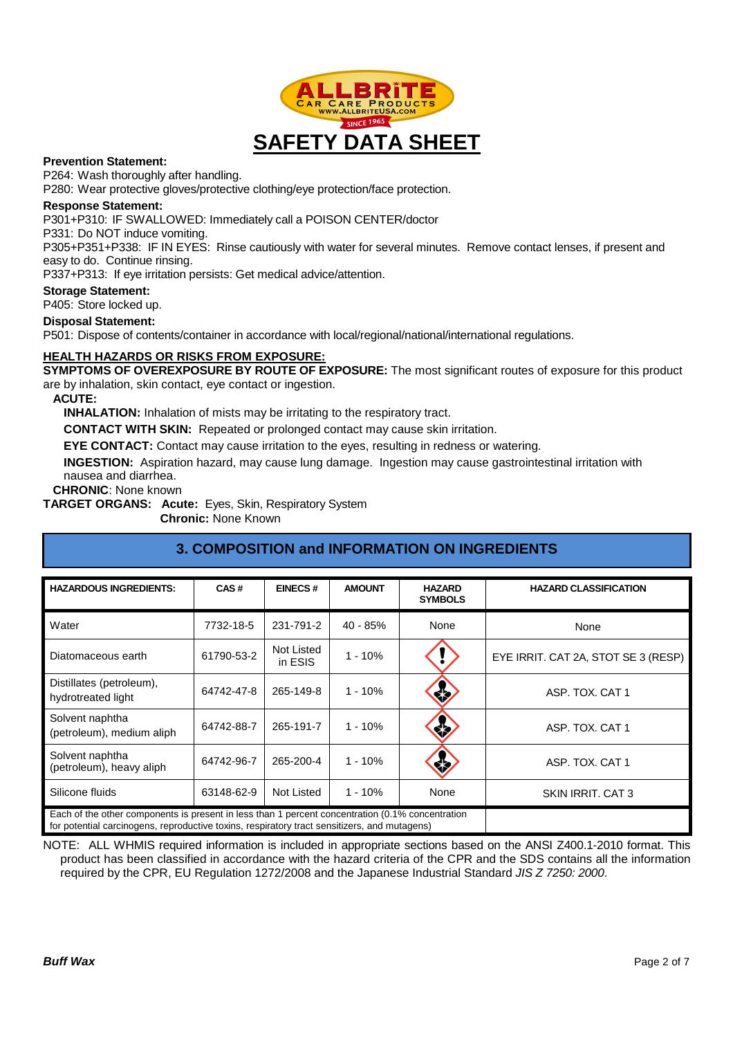# SAFETY DATA SHEET

**Prevention Statement:**

P264: Wash thoroughly after handling.

P280: Wear protective gloves/protective clothing/eye protection/face protection.

**Response Statement:**

P301+P310: IF SWALLOWED: Immediately call a POISON CENTER/doctor

P331: Do NOT induce vomiting.

P305+P351+P338: IF IN EYES: Rinse cautiously with water for several minutes. Remove contact lenses, if present and easy to do. Continue rinsing.

P337+P313: If eye irritation persists: Get medical advice/attention.

**Storage Statement:**

P405: Store locked up.

**Disposal Statement:**

P501: Dispose of contents/container in accordance with local/regional/national/international regulations.

**HEALTH HAZARDS OR RISKS FROM EXPOSURE:**

**SYMPTOMS OF OVEREXPOSURE BY ROUTE OF EXPOSURE:** The most significant routes of exposure for this product are by inhalation, skin contact, eye contact or ingestion.

**ACUTE:**

**INHALATION:** Inhalation of mists may be irritating to the respiratory tract.

**CONTACT WITH SKIN:** Repeated or prolonged contact may cause skin irritation.

**EYE CONTACT:** Contact may cause irritation to the eyes, resulting in redness or watering.

**INGESTION:** Aspiration hazard, may cause lung damage. Ingestion may cause gastrointestinal irritation with nausea and diarrhea.

**CHRONIC**: None known

**TARGET ORGANS:** **Acute:** Eyes, Skin, Respiratory System

**Chronic:** None Known

## 3. COMPOSITION and INFORMATION ON INGREDIENTS

| HAZARDOUS INGREDIENTS: | CAS # | EINECS # | AMOUNT | HAZARD SYMBOLS | HAZARD CLASSIFICATION |
|---|---|---|---|---|---|
| Water | 7732-18-5 | 231-791-2 | 40 - 85% | None | None |
| Diatomaceous earth | 61790-53-2 | Not Listed in ESIS | 1 - 10% | | EYE IRRIT. CAT 2A, STOT SE 3 (RESP) |
| Distillates (petroleum), hydrotreated light | 64742-47-8 | 265-149-8 | 1 - 10% | | ASP. TOX. CAT 1 |
| Solvent naphtha (petroleum), medium aliph | 64742-88-7 | 265-191-7 | 1 - 10% | | ASP. TOX. CAT 1 |
| Solvent naphtha (petroleum), heavy aliph | 64742-96-7 | 265-200-4 | 1 - 10% | | ASP. TOX. CAT 1 |
| Silicone fluids | 63148-62-9 | Not Listed | 1 - 10% | None | SKIN IRRIT. CAT 3 |
| Each of the other components is present in less than 1 percent concentration (0.1% concentration for potential carcinogens, reproductive toxins, respiratory tract sensitizers, and mutagens) | | | | | |

NOTE: ALL WHMIS required information is included in appropriate sections based on the ANSI Z400.1-2010 format. This product has been classified in accordance with the hazard criteria of the CPR and the SDS contains all the information required by the CPR, EU Regulation 1272/2008 and the Japanese Industrial Standard *JIS Z 7250: 2000*.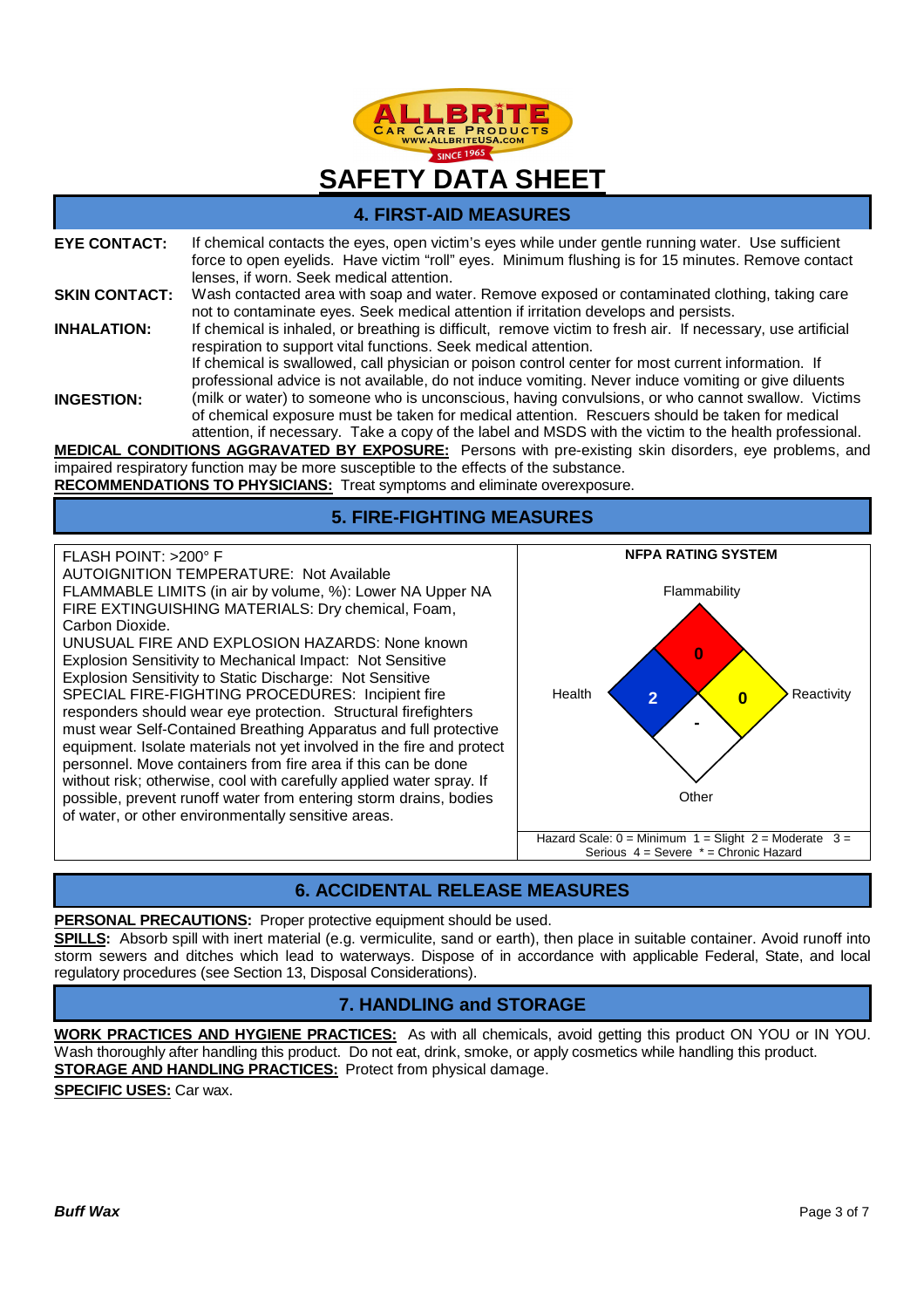# SAFETY DATA SHEET

## 4. FIRST-AID MEASURES

**EYE CONTACT:** If chemical contacts the eyes, open victim's eyes while under gentle running water. Use sufficient force to open eyelids. Have victim "roll" eyes. Minimum flushing is for 15 minutes. Remove contact lenses, if worn. Seek medical attention.

**SKIN CONTACT:** Wash contacted area with soap and water. Remove exposed or contaminated clothing, taking care not to contaminate eyes. Seek medical attention if irritation develops and persists.

**INHALATION:** If chemical is inhaled, or breathing is difficult, remove victim to fresh air. If necessary, use artificial respiration to support vital functions. Seek medical attention.

**INGESTION:** If chemical is swallowed, call physician or poison control center for most current information. If professional advice is not available, do not induce vomiting. Never induce vomiting or give diluents (milk or water) to someone who is unconscious, having convulsions, or who cannot swallow. Victims of chemical exposure must be taken for medical attention. Rescuers should be taken for medical attention, if necessary. Take a copy of the label and MSDS with the victim to the health professional.

**MEDICAL CONDITIONS AGGRAVATED BY EXPOSURE:** Persons with pre-existing skin disorders, eye problems, and impaired respiratory function may be more susceptible to the effects of the substance.

**RECOMMENDATIONS TO PHYSICIANS:** Treat symptoms and eliminate overexposure.

## 5. FIRE-FIGHTING MEASURES

FLASH POINT: >200° F
AUTOIGNITION TEMPERATURE: Not Available
FLAMMABLE LIMITS (in air by volume, %): Lower NA Upper NA
FIRE EXTINGUISHING MATERIALS: Dry chemical, Foam, Carbon Dioxide.
UNUSUAL FIRE AND EXPLOSION HAZARDS: None known
Explosion Sensitivity to Mechanical Impact: Not Sensitive
Explosion Sensitivity to Static Discharge: Not Sensitive
SPECIAL FIRE-FIGHTING PROCEDURES: Incipient fire responders should wear eye protection. Structural firefighters must wear Self-Contained Breathing Apparatus and full protective equipment. Isolate materials not yet involved in the fire and protect personnel. Move containers from fire area if this can be done without risk; otherwise, cool with carefully applied water spray. If possible, prevent runoff water from entering storm drains, bodies of water, or other environmentally sensitive areas.

**NFPA RATING SYSTEM**

| Flammability | Health | Reactivity | Other |
|---|---|---|---|
| 0 | 2 | 0 | - |

Hazard Scale: 0 = Minimum 1 = Slight 2 = Moderate 3 = Serious 4 = Severe * = Chronic Hazard

## 6. ACCIDENTAL RELEASE MEASURES

**PERSONAL PRECAUTIONS:** Proper protective equipment should be used.

**SPILLS:** Absorb spill with inert material (e.g. vermiculite, sand or earth), then place in suitable container. Avoid runoff into storm sewers and ditches which lead to waterways. Dispose of in accordance with applicable Federal, State, and local regulatory procedures (see Section 13, Disposal Considerations).

## 7. HANDLING and STORAGE

**WORK PRACTICES AND HYGIENE PRACTICES:** As with all chemicals, avoid getting this product ON YOU or IN YOU. Wash thoroughly after handling this product. Do not eat, drink, smoke, or apply cosmetics while handling this product.

**STORAGE AND HANDLING PRACTICES:** Protect from physical damage.

**SPECIFIC USES:** Car wax.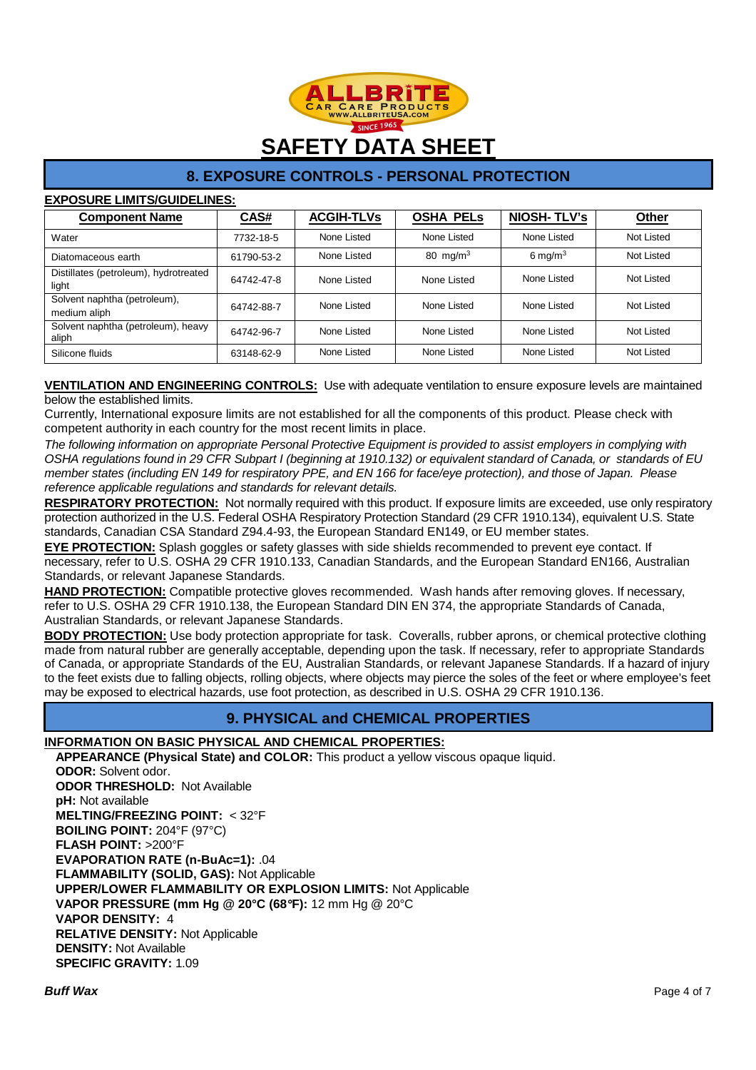# SAFETY DATA SHEET

## 8. EXPOSURE CONTROLS - PERSONAL PROTECTION

**EXPOSURE LIMITS/GUIDELINES:**

| Component Name | CAS# | ACGIH-TLVs | OSHA PELs | NIOSH- TLV's | Other |
|---|---|---|---|---|---|
| Water | 7732-18-5 | None Listed | None Listed | None Listed | Not Listed |
| Diatomaceous earth | 61790-53-2 | None Listed | 80 $mg/m^3$ | 6 $mg/m^3$ | Not Listed |
| Distillates (petroleum), hydrotreated light | 64742-47-8 | None Listed | None Listed | None Listed | Not Listed |
| Solvent naphtha (petroleum), medium aliph | 64742-88-7 | None Listed | None Listed | None Listed | Not Listed |
| Solvent naphtha (petroleum), heavy aliph | 64742-96-7 | None Listed | None Listed | None Listed | Not Listed |
| Silicone fluids | 63148-62-9 | None Listed | None Listed | None Listed | Not Listed |

**VENTILATION AND ENGINEERING CONTROLS:** Use with adequate ventilation to ensure exposure levels are maintained below the established limits.

Currently, International exposure limits are not established for all the components of this product. Please check with competent authority in each country for the most recent limits in place.

*The following information on appropriate Personal Protective Equipment is provided to assist employers in complying with OSHA regulations found in 29 CFR Subpart I (beginning at 1910.132) or equivalent standard of Canada, or standards of EU member states (including EN 149 for respiratory PPE, and EN 166 for face/eye protection), and those of Japan. Please reference applicable regulations and standards for relevant details.*

**RESPIRATORY PROTECTION:** Not normally required with this product. If exposure limits are exceeded, use only respiratory protection authorized in the U.S. Federal OSHA Respiratory Protection Standard (29 CFR 1910.134), equivalent U.S. State standards, Canadian CSA Standard Z94.4-93, the European Standard EN149, or EU member states.

**EYE PROTECTION:** Splash goggles or safety glasses with side shields recommended to prevent eye contact. If necessary, refer to U.S. OSHA 29 CFR 1910.133, Canadian Standards, and the European Standard EN166, Australian Standards, or relevant Japanese Standards.

**HAND PROTECTION:** Compatible protective gloves recommended. Wash hands after removing gloves. If necessary, refer to U.S. OSHA 29 CFR 1910.138, the European Standard DIN EN 374, the appropriate Standards of Canada, Australian Standards, or relevant Japanese Standards.

**BODY PROTECTION:** Use body protection appropriate for task. Coveralls, rubber aprons, or chemical protective clothing made from natural rubber are generally acceptable, depending upon the task. If necessary, refer to appropriate Standards of Canada, or appropriate Standards of the EU, Australian Standards, or relevant Japanese Standards. If a hazard of injury to the feet exists due to falling objects, rolling objects, where objects may pierce the soles of the feet or where employee's feet may be exposed to electrical hazards, use foot protection, as described in U.S. OSHA 29 CFR 1910.136.

## 9. PHYSICAL and CHEMICAL PROPERTIES

**INFORMATION ON BASIC PHYSICAL AND CHEMICAL PROPERTIES:**

**APPEARANCE (Physical State) and COLOR:** This product a yellow viscous opaque liquid.
**ODOR:** Solvent odor.
**ODOR THRESHOLD:** Not Available
**pH:** Not available
**MELTING/FREEZING POINT:** < 32°F
**BOILING POINT:** 204°F (97°C)
**FLASH POINT:** >200°F
**EVAPORATION RATE (n-BuAc=1):** .04
**FLAMMABILITY (SOLID, GAS):** Not Applicable
**UPPER/LOWER FLAMMABILITY OR EXPLOSION LIMITS:** Not Applicable
**VAPOR PRESSURE (mm Hg @ 20°C (68°F):** 12 mm Hg @ 20°C
**VAPOR DENSITY:** 4
**RELATIVE DENSITY:** Not Applicable
**DENSITY:** Not Available
**SPECIFIC GRAVITY:** 1.09

***Buff Wax***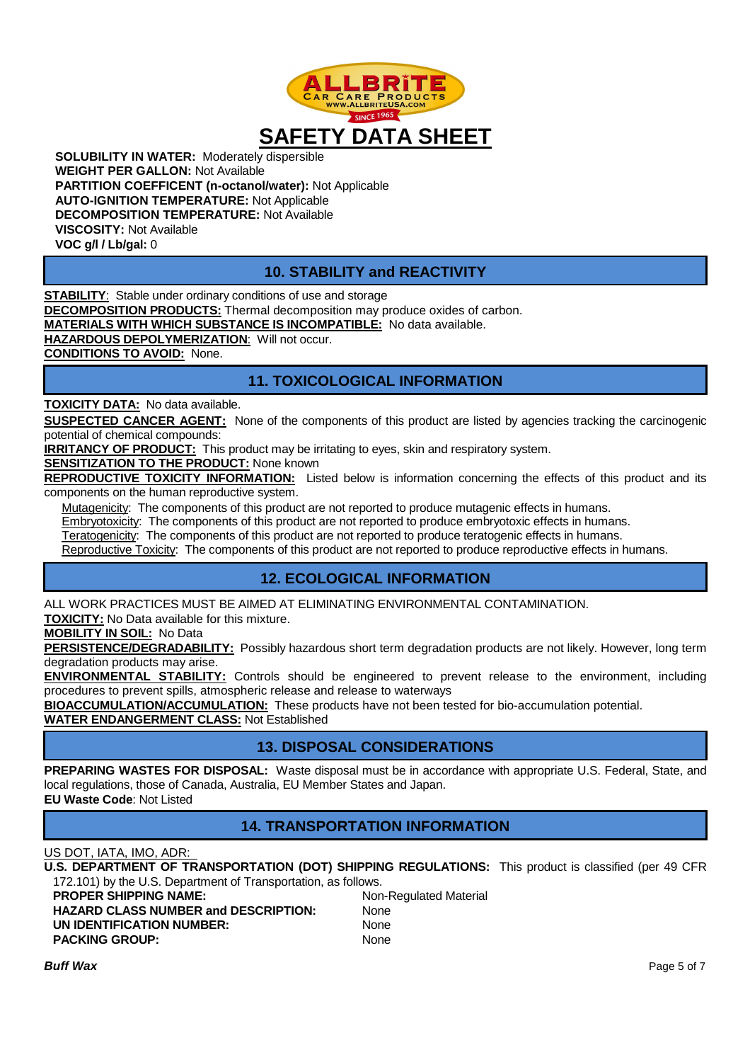**SOLUBILITY IN WATER:** Moderately dispersible
**WEIGHT PER GALLON:** Not Available
**PARTITION COEFFICENT (n-octanol/water):** Not Applicable
**AUTO-IGNITION TEMPERATURE:** Not Applicable
**DECOMPOSITION TEMPERATURE:** Not Available
**VISCOSITY:** Not Available
**VOC g/l / Lb/gal:** 0

## 10. STABILITY and REACTIVITY

**STABILITY**: Stable under ordinary conditions of use and storage
**DECOMPOSITION PRODUCTS:** Thermal decomposition may produce oxides of carbon.
**MATERIALS WITH WHICH SUBSTANCE IS INCOMPATIBLE:** No data available.
**HAZARDOUS DEPOLYMERIZATION**: Will not occur.
**CONDITIONS TO AVOID:** None.

## 11. TOXICOLOGICAL INFORMATION

**TOXICITY DATA:** No data available.
**SUSPECTED CANCER AGENT:** None of the components of this product are listed by agencies tracking the carcinogenic potential of chemical compounds:
**IRRITANCY OF PRODUCT:** This product may be irritating to eyes, skin and respiratory system.
**SENSITIZATION TO THE PRODUCT:** None known
**REPRODUCTIVE TOXICITY INFORMATION:** Listed below is information concerning the effects of this product and its components on the human reproductive system.

Mutagenicity: The components of this product are not reported to produce mutagenic effects in humans.
Embryotoxicity: The components of this product are not reported to produce embryotoxic effects in humans.
Teratogenicity: The components of this product are not reported to produce teratogenic effects in humans.
Reproductive Toxicity: The components of this product are not reported to produce reproductive effects in humans.

## 12. ECOLOGICAL INFORMATION

ALL WORK PRACTICES MUST BE AIMED AT ELIMINATING ENVIRONMENTAL CONTAMINATION.
**TOXICITY:** No Data available for this mixture.
**MOBILITY IN SOIL:** No Data
**PERSISTENCE/DEGRADABILITY:** Possibly hazardous short term degradation products are not likely. However, long term degradation products may arise.
**ENVIRONMENTAL STABILITY:** Controls should be engineered to prevent release to the environment, including procedures to prevent spills, atmospheric release and release to waterways
**BIOACCUMULATION/ACCUMULATION:** These products have not been tested for bio-accumulation potential.
**WATER ENDANGERMENT CLASS:** Not Established

## 13. DISPOSAL CONSIDERATIONS

**PREPARING WASTES FOR DISPOSAL:** Waste disposal must be in accordance with appropriate U.S. Federal, State, and local regulations, those of Canada, Australia, EU Member States and Japan.
**EU Waste Code**: Not Listed

## 14. TRANSPORTATION INFORMATION

US DOT, IATA, IMO, ADR:
**U.S. DEPARTMENT OF TRANSPORTATION (DOT) SHIPPING REGULATIONS:** This product is classified (per 49 CFR 172.101) by the U.S. Department of Transportation, as follows.

| | |
|---|---|
| **PROPER SHIPPING NAME:** | Non-Regulated Material |
| **HAZARD CLASS NUMBER and DESCRIPTION:** | None |
| **UN IDENTIFICATION NUMBER:** | None |
| **PACKING GROUP:** | None |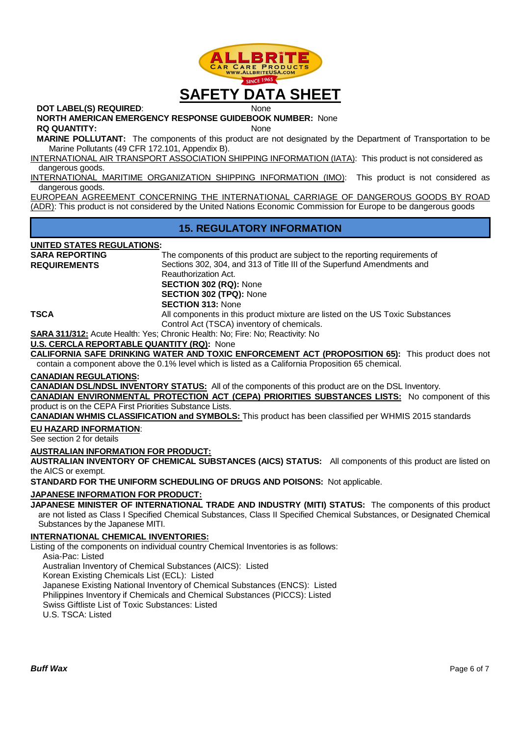# SAFETY DATA SHEET

**DOT LABEL(S) REQUIRED**: None

**NORTH AMERICAN EMERGENCY RESPONSE GUIDEBOOK NUMBER:** None

**RQ QUANTITY:** None

**MARINE POLLUTANT:** The components of this product are not designated by the Department of Transportation to be Marine Pollutants (49 CFR 172.101, Appendix B).

INTERNATIONAL AIR TRANSPORT ASSOCIATION SHIPPING INFORMATION (IATA): This product is not considered as dangerous goods.

INTERNATIONAL MARITIME ORGANIZATION SHIPPING INFORMATION (IMO): This product is not considered as dangerous goods.

EUROPEAN AGREEMENT CONCERNING THE INTERNATIONAL CARRIAGE OF DANGEROUS GOODS BY ROAD (ADR): This product is not considered by the United Nations Economic Commission for Europe to be dangerous goods

## 15. REGULATORY INFORMATION

**UNITED STATES REGULATIONS:**

**SARA REPORTING REQUIREMENTS**

The components of this product are subject to the reporting requirements of Sections 302, 304, and 313 of Title III of the Superfund Amendments and Reauthorization Act.

**SECTION 302 (RQ):** None
**SECTION 302 (TPQ):** None
**SECTION 313:** None

**TSCA**

All components in this product mixture are listed on the US Toxic Substances Control Act (TSCA) inventory of chemicals.

**SARA 311/312:** Acute Health: Yes; Chronic Health: No; Fire: No; Reactivity: No

**U.S. CERCLA REPORTABLE QUANTITY (RQ):** None

**CALIFORNIA SAFE DRINKING WATER AND TOXIC ENFORCEMENT ACT (PROPOSITION 65):** This product does not contain a component above the 0.1% level which is listed as a California Proposition 65 chemical.

**CANADIAN REGULATIONS:**

**CANADIAN DSL/NDSL INVENTORY STATUS:** All of the components of this product are on the DSL Inventory.

**CANADIAN ENVIRONMENTAL PROTECTION ACT (CEPA) PRIORITIES SUBSTANCES LISTS:** No component of this product is on the CEPA First Priorities Substance Lists.

**CANADIAN WHMIS CLASSIFICATION and SYMBOLS:** This product has been classified per WHMIS 2015 standards

**EU HAZARD INFORMATION**:

See section 2 for details

**AUSTRALIAN INFORMATION FOR PRODUCT:**

**AUSTRALIAN INVENTORY OF CHEMICAL SUBSTANCES (AICS) STATUS:** All components of this product are listed on the AICS or exempt.

**STANDARD FOR THE UNIFORM SCHEDULING OF DRUGS AND POISONS:** Not applicable.

**JAPANESE INFORMATION FOR PRODUCT:**

**JAPANESE MINISTER OF INTERNATIONAL TRADE AND INDUSTRY (MITI) STATUS:** The components of this product are not listed as Class I Specified Chemical Substances, Class II Specified Chemical Substances, or Designated Chemical Substances by the Japanese MITI.

**INTERNATIONAL CHEMICAL INVENTORIES:**

Listing of the components on individual country Chemical Inventories is as follows:

Asia-Pac: Listed
Australian Inventory of Chemical Substances (AICS): Listed
Korean Existing Chemicals List (ECL): Listed
Japanese Existing National Inventory of Chemical Substances (ENCS): Listed
Philippines Inventory if Chemicals and Chemical Substances (PICCS): Listed
Swiss Giftliste List of Toxic Substances: Listed
U.S. TSCA: Listed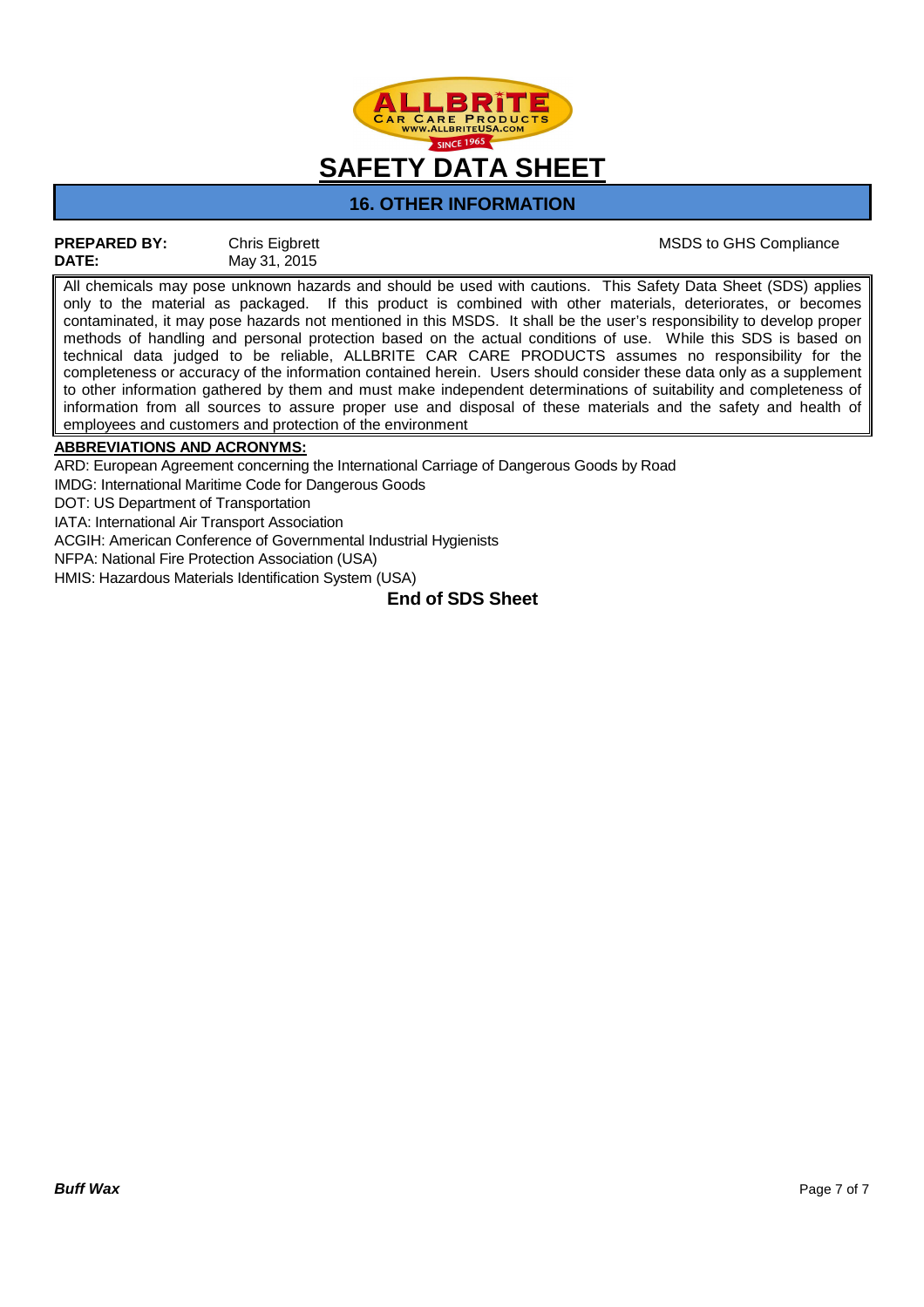# SAFETY DATA SHEET

## 16. OTHER INFORMATION

**PREPARED BY:** Chris Eigbrett  
**DATE:** May 31, 2015

MSDS to GHS Compliance

All chemicals may pose unknown hazards and should be used with cautions. This Safety Data Sheet (SDS) applies only to the material as packaged. If this product is combined with other materials, deteriorates, or becomes contaminated, it may pose hazards not mentioned in this MSDS. It shall be the user's responsibility to develop proper methods of handling and personal protection based on the actual conditions of use. While this SDS is based on technical data judged to be reliable, ALLBRITE CAR CARE PRODUCTS assumes no responsibility for the completeness or accuracy of the information contained herein. Users should consider these data only as a supplement to other information gathered by them and must make independent determinations of suitability and completeness of information from all sources to assure proper use and disposal of these materials and the safety and health of employees and customers and protection of the environment

**ABBREVIATIONS AND ACRONYMS:**

ARD: European Agreement concerning the International Carriage of Dangerous Goods by Road  
IMDG: International Maritime Code for Dangerous Goods  
DOT: US Department of Transportation  
IATA: International Air Transport Association  
ACGIH: American Conference of Governmental Industrial Hygienists  
NFPA: National Fire Protection Association (USA)  
HMIS: Hazardous Materials Identification System (USA)

**End of SDS Sheet**